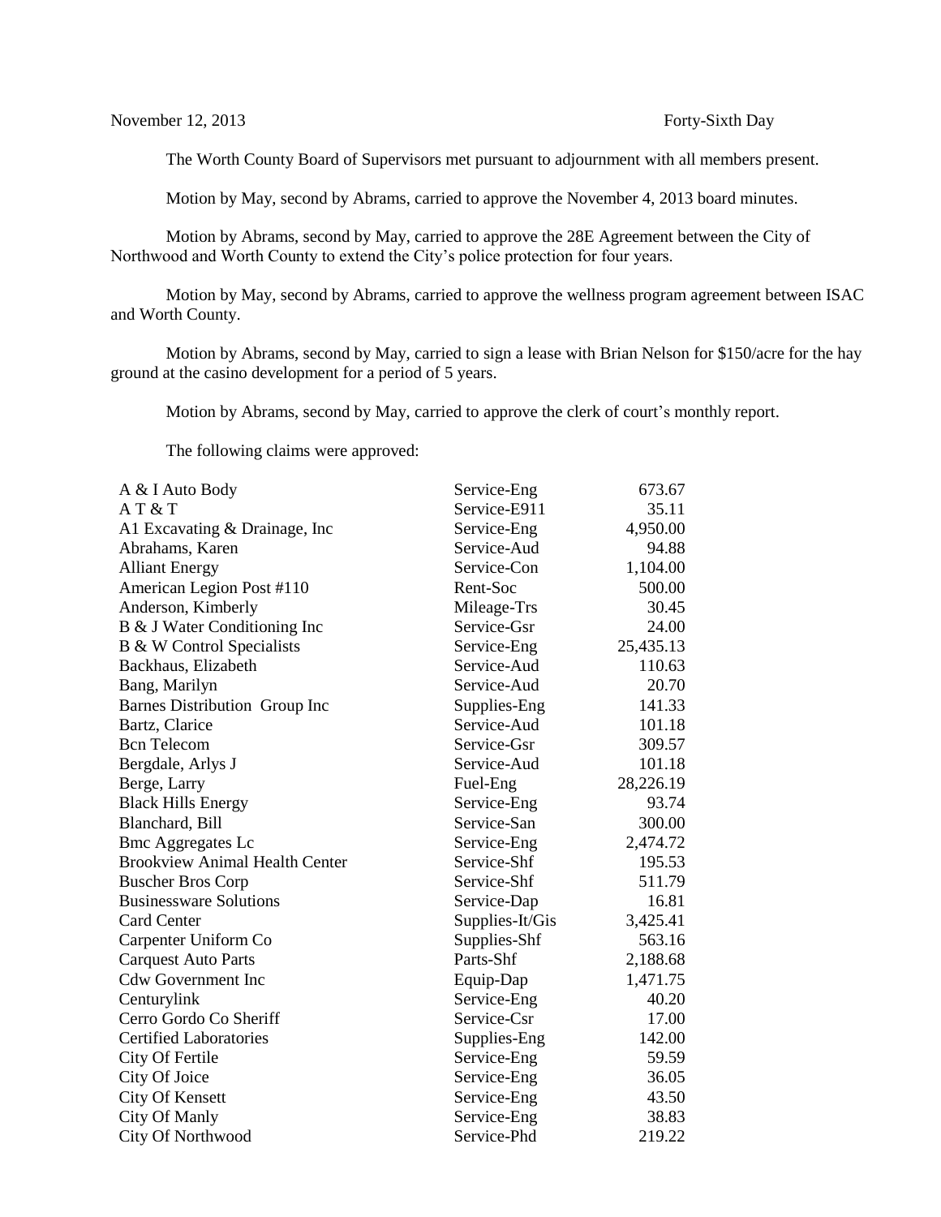November 12, 2013 Forty-Sixth Day

The Worth County Board of Supervisors met pursuant to adjournment with all members present.

Motion by May, second by Abrams, carried to approve the November 4, 2013 board minutes.

Motion by Abrams, second by May, carried to approve the 28E Agreement between the City of Northwood and Worth County to extend the City's police protection for four years.

Motion by May, second by Abrams, carried to approve the wellness program agreement between ISAC and Worth County.

Motion by Abrams, second by May, carried to sign a lease with Brian Nelson for $150/acre for the hay ground at the casino development for a period of 5 years.

Motion by Abrams, second by May, carried to approve the clerk of court's monthly report.

The following claims were approved:

| | | |
|---|---|---|
| A & I Auto Body | Service-Eng | 673.67 |
| A T & T | Service-E911 | 35.11 |
| A1 Excavating & Drainage, Inc | Service-Eng | 4,950.00 |
| Abrahams, Karen | Service-Aud | 94.88 |
| Alliant Energy | Service-Con | 1,104.00 |
| American Legion Post #110 | Rent-Soc | 500.00 |
| Anderson, Kimberly | Mileage-Trs | 30.45 |
| B & J Water Conditioning Inc | Service-Gsr | 24.00 |
| B & W Control Specialists | Service-Eng | 25,435.13 |
| Backhaus, Elizabeth | Service-Aud | 110.63 |
| Bang, Marilyn | Service-Aud | 20.70 |
| Barnes Distribution Group Inc | Supplies-Eng | 141.33 |
| Bartz, Clarice | Service-Aud | 101.18 |
| Bcn Telecom | Service-Gsr | 309.57 |
| Bergdale, Arlys J | Service-Aud | 101.18 |
| Berge, Larry | Fuel-Eng | 28,226.19 |
| Black Hills Energy | Service-Eng | 93.74 |
| Blanchard, Bill | Service-San | 300.00 |
| Bmc Aggregates Lc | Service-Eng | 2,474.72 |
| Brookview Animal Health Center | Service-Shf | 195.53 |
| Buscher Bros Corp | Service-Shf | 511.79 |
| Businessware Solutions | Service-Dap | 16.81 |
| Card Center | Supplies-It/Gis | 3,425.41 |
| Carpenter Uniform Co | Supplies-Shf | 563.16 |
| Carquest Auto Parts | Parts-Shf | 2,188.68 |
| Cdw Government Inc | Equip-Dap | 1,471.75 |
| Centurylink | Service-Eng | 40.20 |
| Cerro Gordo Co Sheriff | Service-Csr | 17.00 |
| Certified Laboratories | Supplies-Eng | 142.00 |
| City Of Fertile | Service-Eng | 59.59 |
| City Of Joice | Service-Eng | 36.05 |
| City Of Kensett | Service-Eng | 43.50 |
| City Of Manly | Service-Eng | 38.83 |
| City Of Northwood | Service-Phd | 219.22 |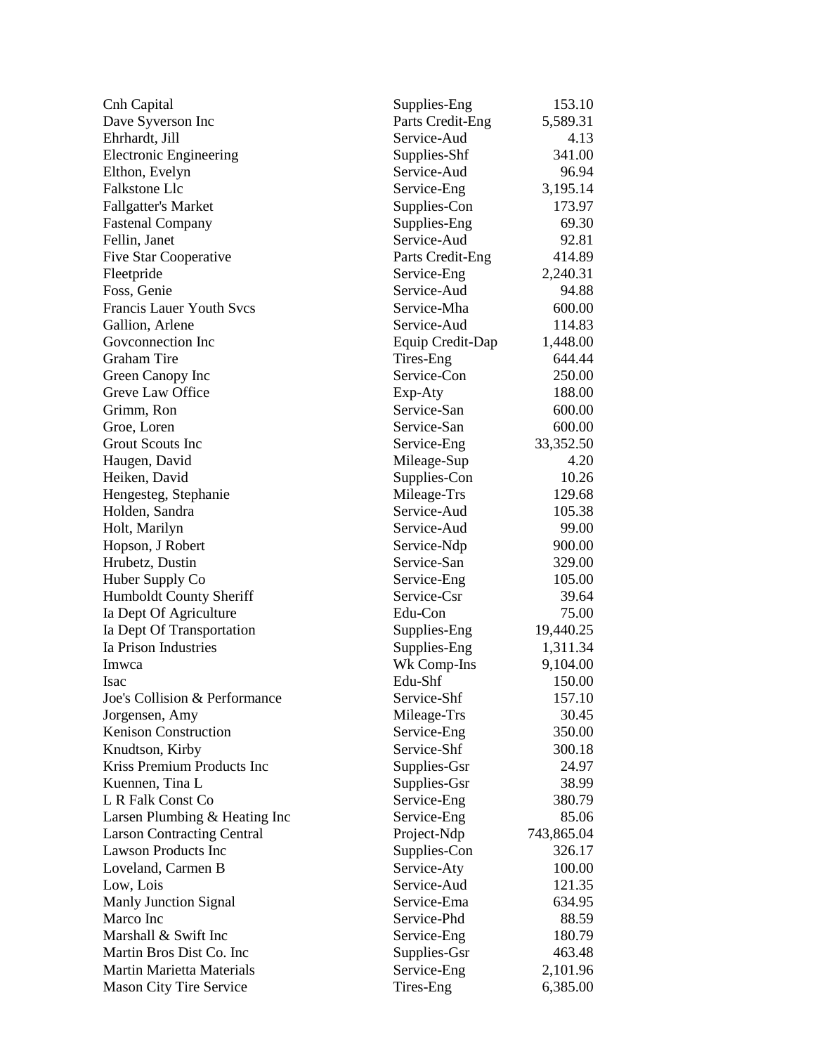| | | |
|---|---|---|
| Cnh Capital | Supplies-Eng | 153.10 |
| Dave Syverson Inc | Parts Credit-Eng | 5,589.31 |
| Ehrhardt, Jill | Service-Aud | 4.13 |
| Electronic Engineering | Supplies-Shf | 341.00 |
| Elthon, Evelyn | Service-Aud | 96.94 |
| Falkstone Llc | Service-Eng | 3,195.14 |
| Fallgatter's Market | Supplies-Con | 173.97 |
| Fastenal Company | Supplies-Eng | 69.30 |
| Fellin, Janet | Service-Aud | 92.81 |
| Five Star Cooperative | Parts Credit-Eng | 414.89 |
| Fleetpride | Service-Eng | 2,240.31 |
| Foss, Genie | Service-Aud | 94.88 |
| Francis Lauer Youth Svcs | Service-Mha | 600.00 |
| Gallion, Arlene | Service-Aud | 114.83 |
| Govconnection Inc | Equip Credit-Dap | 1,448.00 |
| Graham Tire | Tires-Eng | 644.44 |
| Green Canopy Inc | Service-Con | 250.00 |
| Greve Law Office | Exp-Aty | 188.00 |
| Grimm, Ron | Service-San | 600.00 |
| Groe, Loren | Service-San | 600.00 |
| Grout Scouts Inc | Service-Eng | 33,352.50 |
| Haugen, David | Mileage-Sup | 4.20 |
| Heiken, David | Supplies-Con | 10.26 |
| Hengesteg, Stephanie | Mileage-Trs | 129.68 |
| Holden, Sandra | Service-Aud | 105.38 |
| Holt, Marilyn | Service-Aud | 99.00 |
| Hopson, J Robert | Service-Ndp | 900.00 |
| Hrubetz, Dustin | Service-San | 329.00 |
| Huber Supply Co | Service-Eng | 105.00 |
| Humboldt County Sheriff | Service-Csr | 39.64 |
| Ia Dept Of Agriculture | Edu-Con | 75.00 |
| Ia Dept Of Transportation | Supplies-Eng | 19,440.25 |
| Ia Prison Industries | Supplies-Eng | 1,311.34 |
| Imwca | Wk Comp-Ins | 9,104.00 |
| Isac | Edu-Shf | 150.00 |
| Joe's Collision & Performance | Service-Shf | 157.10 |
| Jorgensen, Amy | Mileage-Trs | 30.45 |
| Kenison Construction | Service-Eng | 350.00 |
| Knudtson, Kirby | Service-Shf | 300.18 |
| Kriss Premium Products Inc | Supplies-Gsr | 24.97 |
| Kuennen, Tina L | Supplies-Gsr | 38.99 |
| L R Falk Const Co | Service-Eng | 380.79 |
| Larsen Plumbing & Heating Inc | Service-Eng | 85.06 |
| Larson Contracting Central | Project-Ndp | 743,865.04 |
| Lawson Products Inc | Supplies-Con | 326.17 |
| Loveland, Carmen B | Service-Aty | 100.00 |
| Low, Lois | Service-Aud | 121.35 |
| Manly Junction Signal | Service-Ema | 634.95 |
| Marco Inc | Service-Phd | 88.59 |
| Marshall & Swift Inc | Service-Eng | 180.79 |
| Martin Bros Dist Co. Inc | Supplies-Gsr | 463.48 |
| Martin Marietta Materials | Service-Eng | 2,101.96 |
| Mason City Tire Service | Tires-Eng | 6,385.00 |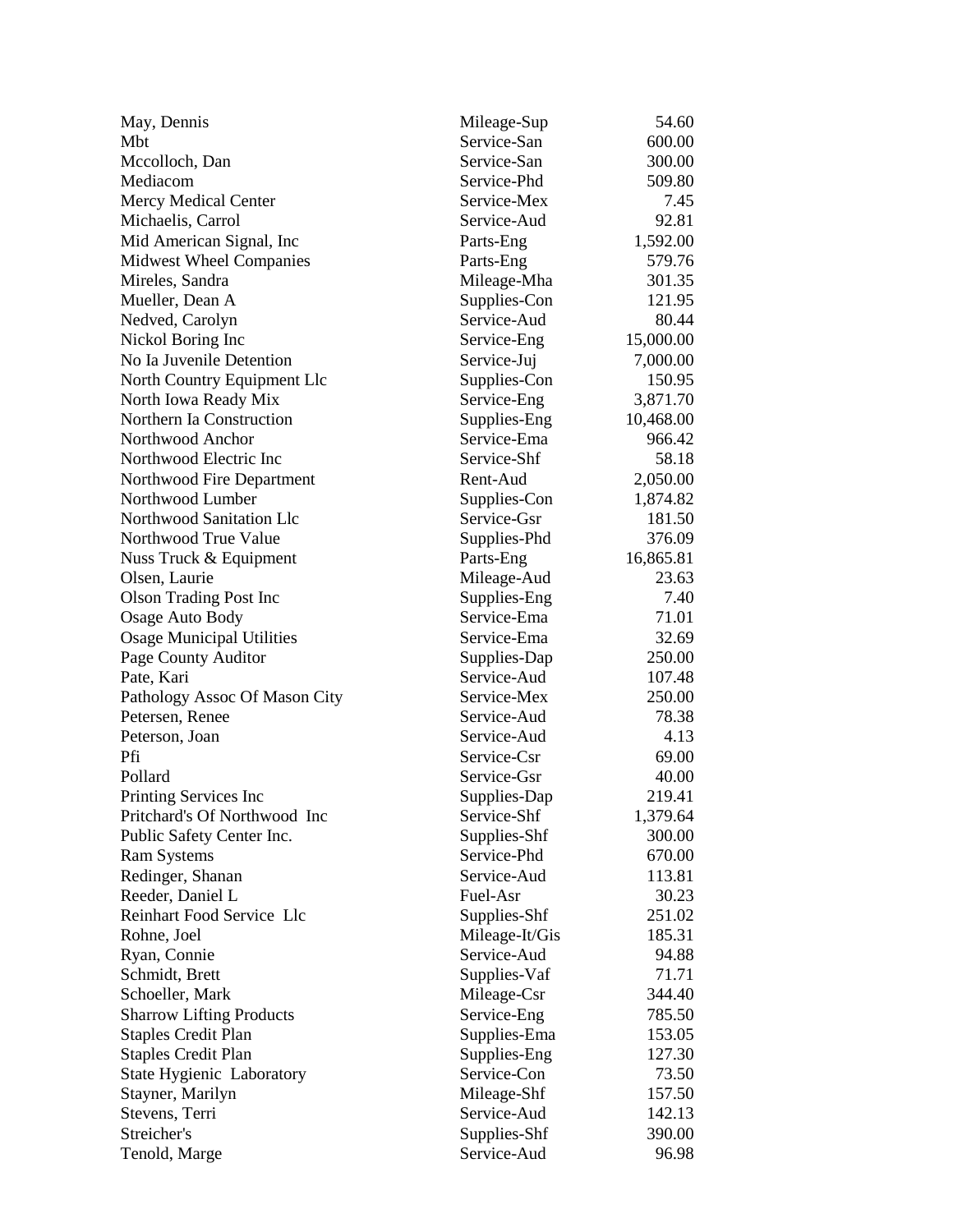| | | |
|---|---|---|
| May, Dennis | Mileage-Sup | 54.60 |
| Mbt | Service-San | 600.00 |
| Mccolloch, Dan | Service-San | 300.00 |
| Mediacom | Service-Phd | 509.80 |
| Mercy Medical Center | Service-Mex | 7.45 |
| Michaelis, Carrol | Service-Aud | 92.81 |
| Mid American Signal, Inc | Parts-Eng | 1,592.00 |
| Midwest Wheel Companies | Parts-Eng | 579.76 |
| Mireles, Sandra | Mileage-Mha | 301.35 |
| Mueller, Dean A | Supplies-Con | 121.95 |
| Nedved, Carolyn | Service-Aud | 80.44 |
| Nickol Boring Inc | Service-Eng | 15,000.00 |
| No Ia Juvenile Detention | Service-Juj | 7,000.00 |
| North Country Equipment Llc | Supplies-Con | 150.95 |
| North Iowa Ready Mix | Service-Eng | 3,871.70 |
| Northern Ia Construction | Supplies-Eng | 10,468.00 |
| Northwood Anchor | Service-Ema | 966.42 |
| Northwood Electric Inc | Service-Shf | 58.18 |
| Northwood Fire Department | Rent-Aud | 2,050.00 |
| Northwood Lumber | Supplies-Con | 1,874.82 |
| Northwood Sanitation Llc | Service-Gsr | 181.50 |
| Northwood True Value | Supplies-Phd | 376.09 |
| Nuss Truck & Equipment | Parts-Eng | 16,865.81 |
| Olsen, Laurie | Mileage-Aud | 23.63 |
| Olson Trading Post Inc | Supplies-Eng | 7.40 |
| Osage Auto Body | Service-Ema | 71.01 |
| Osage Municipal Utilities | Service-Ema | 32.69 |
| Page County Auditor | Supplies-Dap | 250.00 |
| Pate, Kari | Service-Aud | 107.48 |
| Pathology Assoc Of Mason City | Service-Mex | 250.00 |
| Petersen, Renee | Service-Aud | 78.38 |
| Peterson, Joan | Service-Aud | 4.13 |
| Pfi | Service-Csr | 69.00 |
| Pollard | Service-Gsr | 40.00 |
| Printing Services Inc | Supplies-Dap | 219.41 |
| Pritchard's Of Northwood Inc | Service-Shf | 1,379.64 |
| Public Safety Center Inc. | Supplies-Shf | 300.00 |
| Ram Systems | Service-Phd | 670.00 |
| Redinger, Shanan | Service-Aud | 113.81 |
| Reeder, Daniel L | Fuel-Asr | 30.23 |
| Reinhart Food Service Llc | Supplies-Shf | 251.02 |
| Rohne, Joel | Mileage-It/Gis | 185.31 |
| Ryan, Connie | Service-Aud | 94.88 |
| Schmidt, Brett | Supplies-Vaf | 71.71 |
| Schoeller, Mark | Mileage-Csr | 344.40 |
| Sharrow Lifting Products | Service-Eng | 785.50 |
| Staples Credit Plan | Supplies-Ema | 153.05 |
| Staples Credit Plan | Supplies-Eng | 127.30 |
| State Hygienic Laboratory | Service-Con | 73.50 |
| Stayner, Marilyn | Mileage-Shf | 157.50 |
| Stevens, Terri | Service-Aud | 142.13 |
| Streicher's | Supplies-Shf | 390.00 |
| Tenold, Marge | Service-Aud | 96.98 |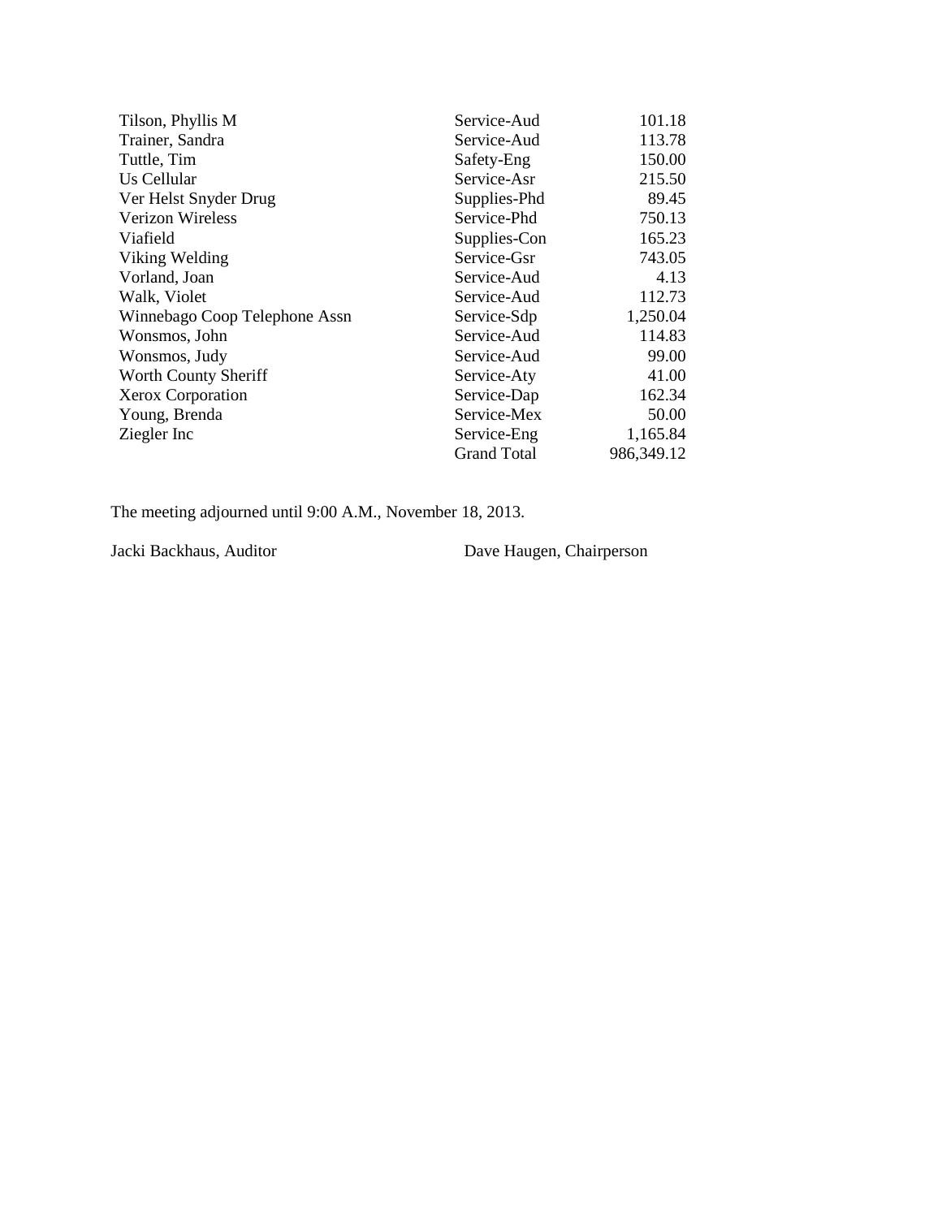| | | |
|---|---|---|
| Tilson, Phyllis M | Service-Aud | 101.18 |
| Trainer, Sandra | Service-Aud | 113.78 |
| Tuttle, Tim | Safety-Eng | 150.00 |
| Us Cellular | Service-Asr | 215.50 |
| Ver Helst Snyder Drug | Supplies-Phd | 89.45 |
| Verizon Wireless | Service-Phd | 750.13 |
| Viafield | Supplies-Con | 165.23 |
| Viking Welding | Service-Gsr | 743.05 |
| Vorland, Joan | Service-Aud | 4.13 |
| Walk, Violet | Service-Aud | 112.73 |
| Winnebago Coop Telephone Assn | Service-Sdp | 1,250.04 |
| Wonsmos, John | Service-Aud | 114.83 |
| Wonsmos, Judy | Service-Aud | 99.00 |
| Worth County Sheriff | Service-Aty | 41.00 |
| Xerox Corporation | Service-Dap | 162.34 |
| Young, Brenda | Service-Mex | 50.00 |
| Ziegler Inc | Service-Eng | 1,165.84 |
| | Grand Total | 986,349.12 |

The meeting adjourned until 9:00 A.M., November 18, 2013.

Jacki Backhaus, Auditor

Dave Haugen, Chairperson